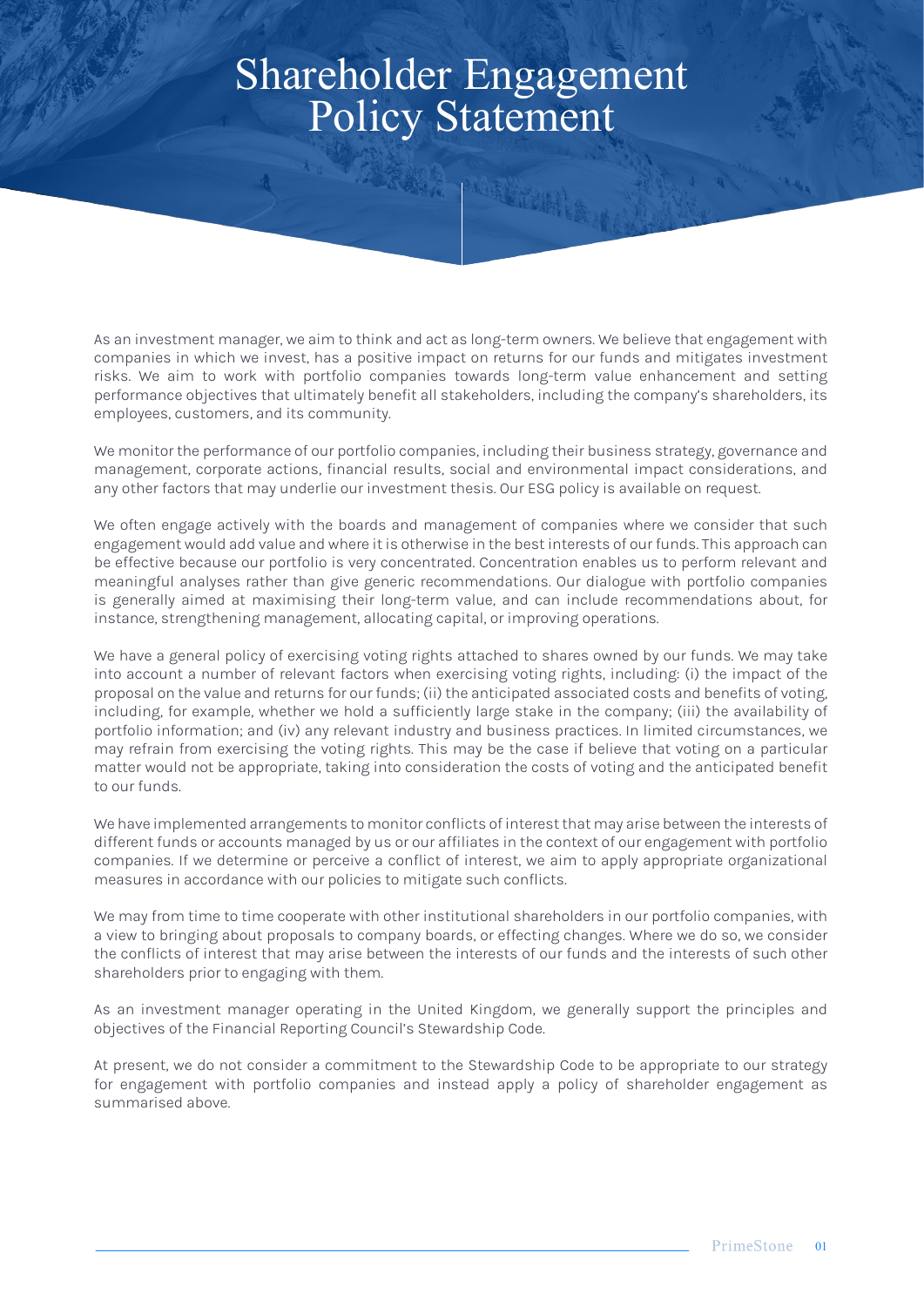# Shareholder Engagement Policy Statement

As an investment manager, we aim to think and act as long-term owners. We believe that engagement with companies in which we invest, has a positive impact on returns for our funds and mitigates investment risks. We aim to work with portfolio companies towards long-term value enhancement and setting performance objectives that ultimately benefit all stakeholders, including the company's shareholders, its employees, customers, and its community.

We monitor the performance of our portfolio companies, including their business strategy, governance and management, corporate actions, financial results, social and environmental impact considerations, and any other factors that may underlie our investment thesis. Our ESG policy is available on request.

We often engage actively with the boards and management of companies where we consider that such engagement would add value and where it is otherwise in the best interests of our funds. This approach can be effective because our portfolio is very concentrated. Concentration enables us to perform relevant and meaningful analyses rather than give generic recommendations. Our dialogue with portfolio companies is generally aimed at maximising their long-term value, and can include recommendations about, for instance, strengthening management, allocating capital, or improving operations.

We have a general policy of exercising voting rights attached to shares owned by our funds. We may take into account a number of relevant factors when exercising voting rights, including: (i) the impact of the proposal on the value and returns for our funds; (ii) the anticipated associated costs and benefits of voting, including, for example, whether we hold a sufficiently large stake in the company; (iii) the availability of portfolio information; and (iv) any relevant industry and business practices. In limited circumstances, we may refrain from exercising the voting rights. This may be the case if believe that voting on a particular matter would not be appropriate, taking into consideration the costs of voting and the anticipated benefit to our funds.

We have implemented arrangements to monitor conflicts of interest that may arise between the interests of different funds or accounts managed by us or our affiliates in the context of our engagement with portfolio companies. If we determine or perceive a conflict of interest, we aim to apply appropriate organizational measures in accordance with our policies to mitigate such conflicts.

We may from time to time cooperate with other institutional shareholders in our portfolio companies, with a view to bringing about proposals to company boards, or effecting changes. Where we do so, we consider the conflicts of interest that may arise between the interests of our funds and the interests of such other shareholders prior to engaging with them.

As an investment manager operating in the United Kingdom, we generally support the principles and objectives of the Financial Reporting Council's Stewardship Code.

At present, we do not consider a commitment to the Stewardship Code to be appropriate to our strategy for engagement with portfolio companies and instead apply a policy of shareholder engagement as summarised above.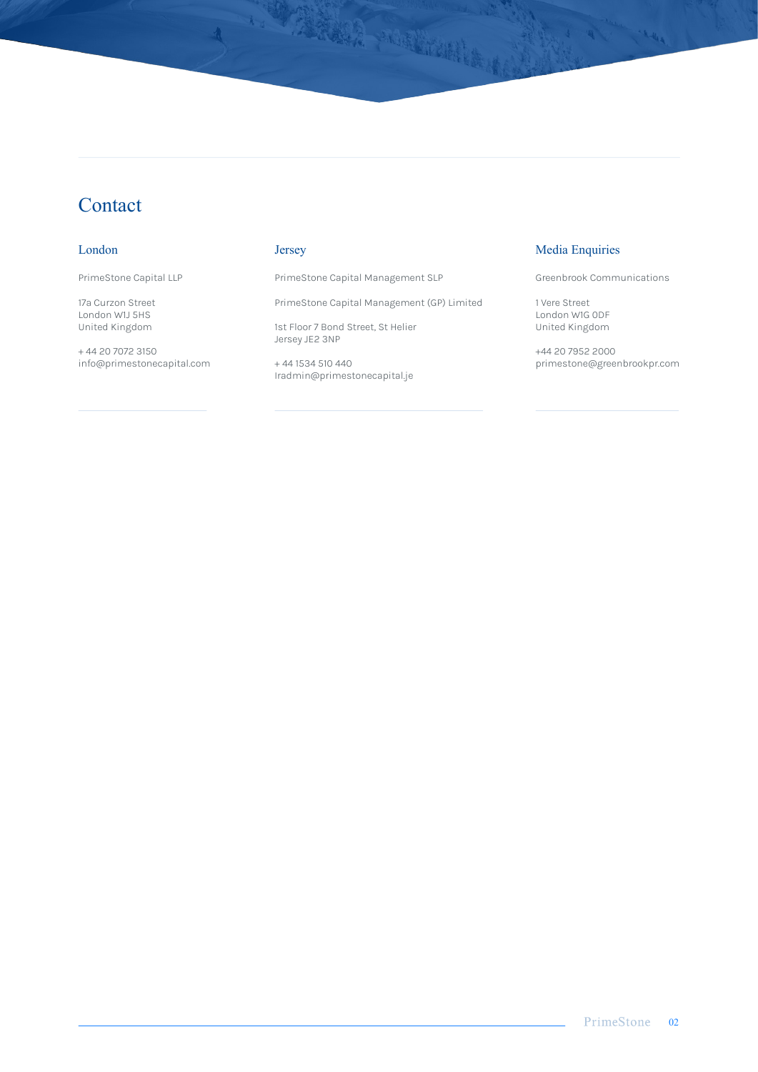# Contact

## London

PrimeStone Capital LLP

17a Curzon Street
London W1J 5HS
United Kingdom

+ 44 20 7072 3150
info@primestonecapital.com

## Jersey

PrimeStone Capital Management SLP

PrimeStone Capital Management (GP) Limited

1st Floor 7 Bond Street, St Helier
Jersey JE2 3NP

+ 44 1534 510 440
Iradmin@primestonecapital.je

## Media Enquiries

Greenbrook Communications

1 Vere Street
London W1G 0DF
United Kingdom

+44 20 7952 2000
primestone@greenbrookpr.com